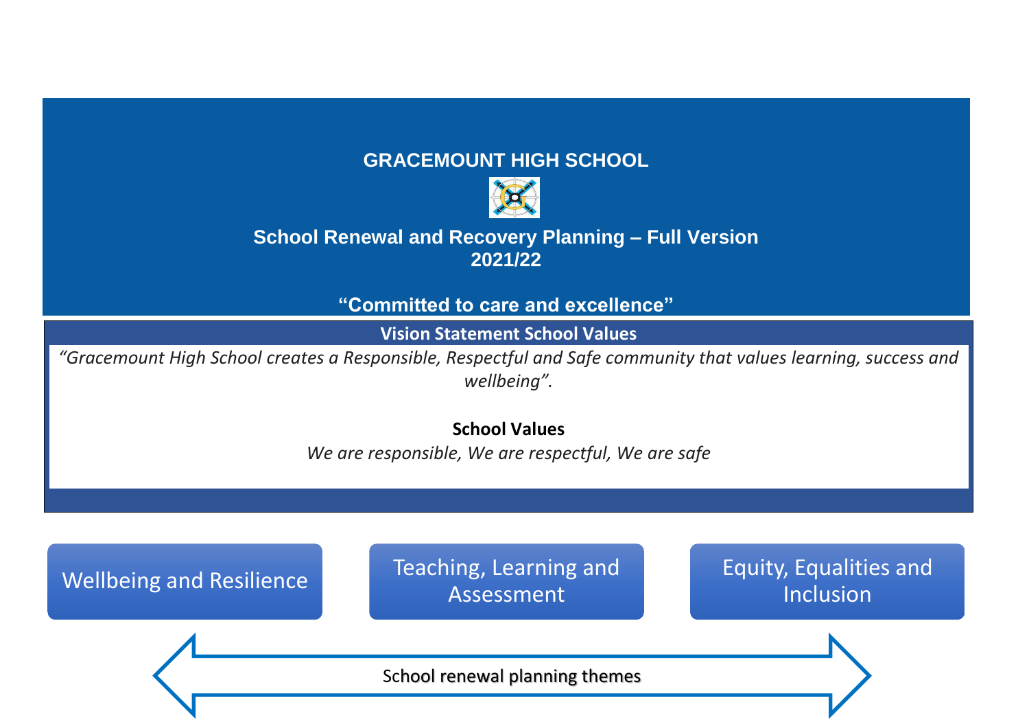# GRACEMOUNT HIGH SCHOOL

## School Renewal and Recovery Planning – Full Version 2021/22

**"Committed to care and excellence"**

**Vision Statement School Values**

*"Gracemount High School creates a Responsible, Respectful and Safe community that values learning, success and wellbeing".*

**School Values**

*We are responsible, We are respectful, We are safe*

Wellbeing and Resilience

Teaching, Learning and Assessment

Equity, Equalities and Inclusion

School renewal planning themes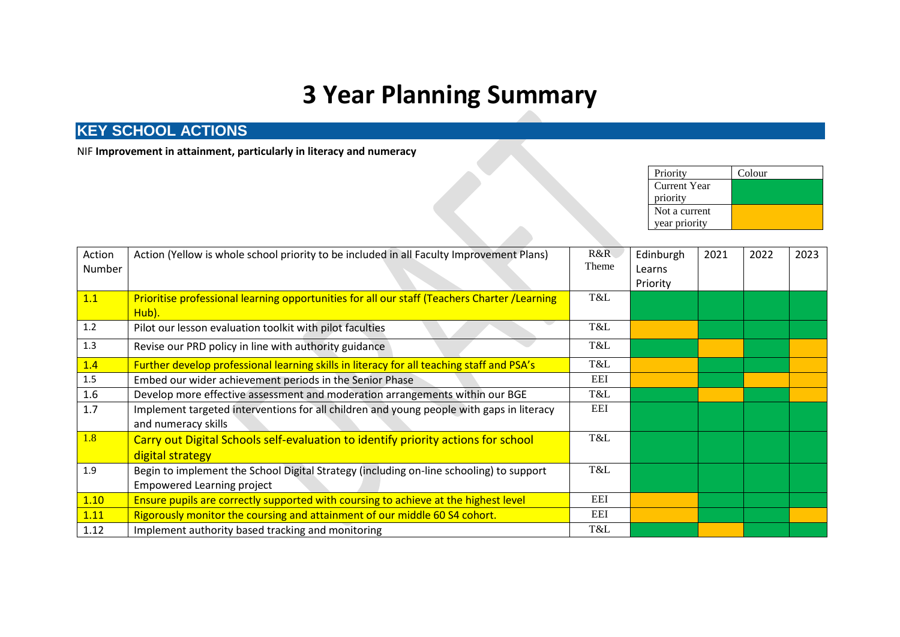# 3 Year Planning Summary

## KEY SCHOOL ACTIONS

NIF **Improvement in attainment, particularly in literacy and numeracy**

| Priority | Colour |
|---|---|
| Current Year priority | Green |
| Not a current year priority | Orange |

| Action Number | Action (Yellow is whole school priority to be included in all Faculty Improvement Plans) | R&R Theme | Edinburgh Learns Priority | 2021 | 2022 | 2023 |
|---|---|---|---|---|---|---|
| 1.1 | Prioritise professional learning opportunities for all our staff (Teachers Charter /Learning Hub). | T&L | Green | Green | Green | Green |
| 1.2 | Pilot our lesson evaluation toolkit with pilot faculties | T&L | Orange | Green | Green | Green |
| 1.3 | Revise our PRD policy in line with authority guidance | T&L | Green | Orange | Green | Orange |
| 1.4 | Further develop professional learning skills in literacy for all teaching staff and PSA's | T&L | Orange | Green | Green | Orange |
| 1.5 | Embed our wider achievement periods in the Senior Phase | EEI | Orange | Green | Orange | Orange |
| 1.6 | Develop more effective assessment and moderation arrangements within our BGE | T&L | Green | Orange | Green | Orange |
| 1.7 | Implement targeted interventions for all children and young people with gaps in literacy and numeracy skills | EEI | Green | Green | Green | Green |
| 1.8 | Carry out Digital Schools self-evaluation to identify priority actions for school digital strategy | T&L | Green | Green | Green | Green |
| 1.9 | Begin to implement the School Digital Strategy (including on-line schooling) to support Empowered Learning project | T&L | Green | Green | Green | Green |
| 1.10 | Ensure pupils are correctly supported with coursing to achieve at the highest level | EEI | Orange | Green | Green | Green |
| 1.11 | Rigorously monitor the coursing and attainment of our middle 60 S4 cohort. | EEI | Orange | Green | Green | Orange |
| 1.12 | Implement authority based tracking and monitoring | T&L | Green | Orange | Green | Green |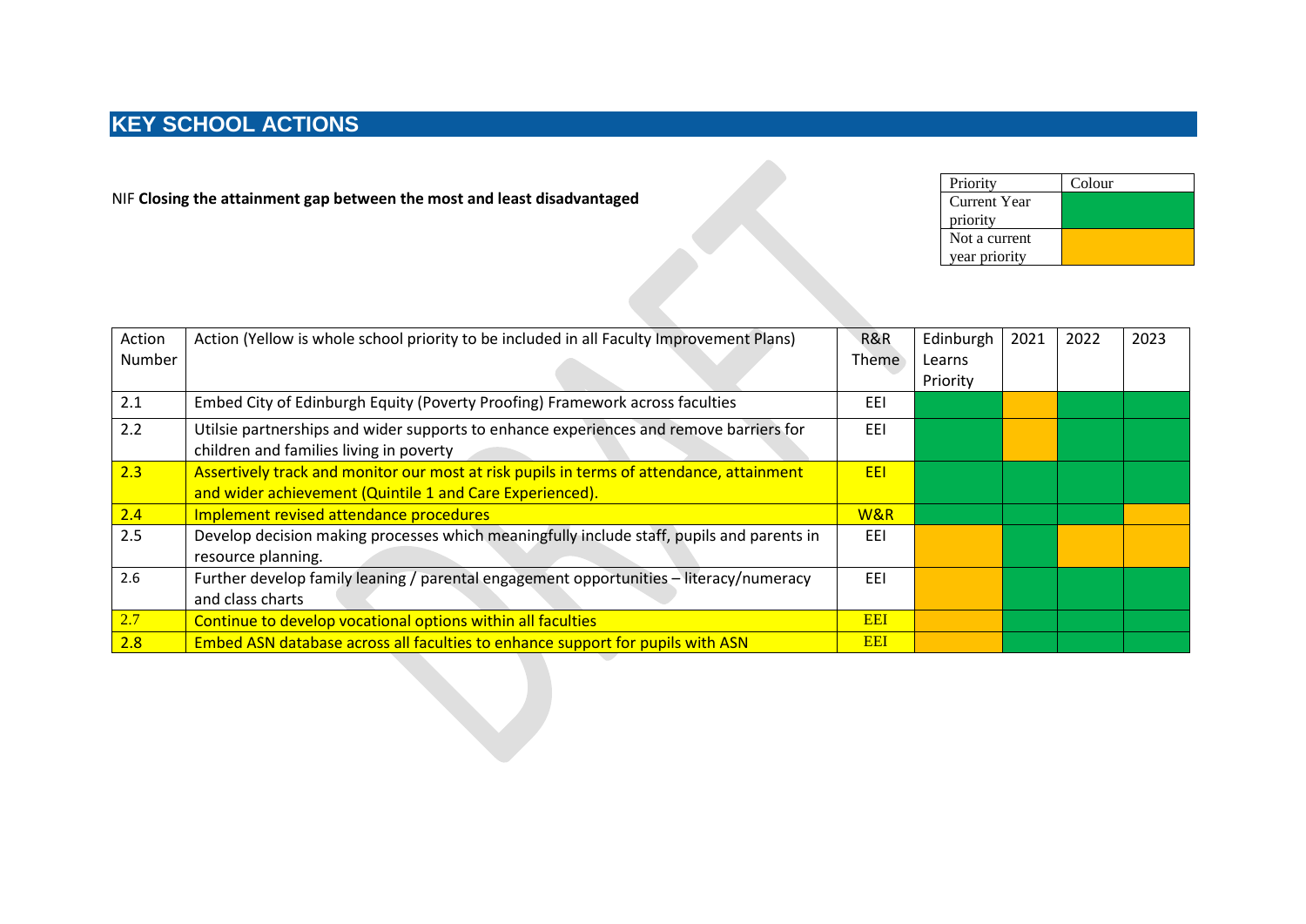# KEY SCHOOL ACTIONS

NIF **Closing the attainment gap between the most and least disadvantaged**

| Priority | Colour |
|---|---|
| Current Year priority | |
| Not a current year priority | |

| Action Number | Action (Yellow is whole school priority to be included in all Faculty Improvement Plans) | R&R Theme | Edinburgh Learns Priority | 2021 | 2022 | 2023 |
|---|---|---|---|---|---|---|
| 2.1 | Embed City of Edinburgh Equity (Poverty Proofing) Framework across faculties | EEI | | | | |
| 2.2 | Utilsie partnerships and wider supports to enhance experiences and remove barriers for children and families living in poverty | EEI | | | | |
| 2.3 | Assertively track and monitor our most at risk pupils in terms of attendance, attainment and wider achievement (Quintile 1 and Care Experienced). | EEI | | | | |
| 2.4 | Implement revised attendance procedures | W&R | | | | |
| 2.5 | Develop decision making processes which meaningfully include staff, pupils and parents in resource planning. | EEI | | | | |
| 2.6 | Further develop family leaning / parental engagement opportunities – literacy/numeracy and class charts | EEI | | | | |
| 2.7 | Continue to develop vocational options within all faculties | EEI | | | | |
| 2.8 | Embed ASN database across all faculties to enhance support for pupils with ASN | EEI | | | | |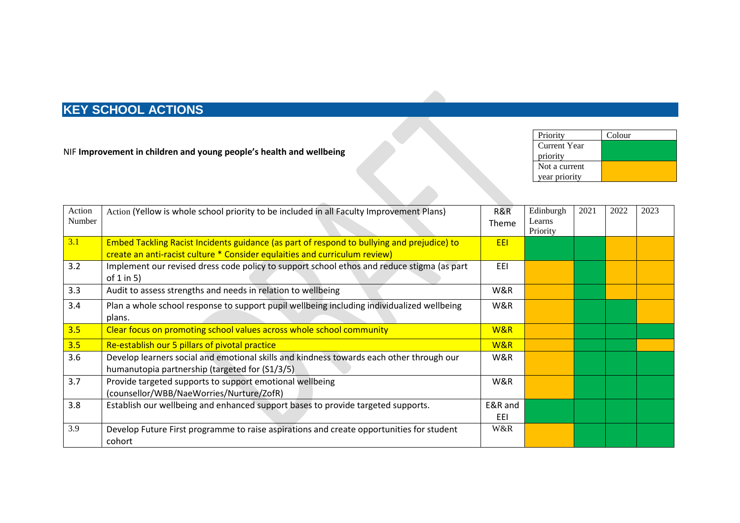# KEY SCHOOL ACTIONS

NIF **Improvement in children and young people's health and wellbeing**

| Priority | Colour |
|---|---|
| Current Year priority | |
| Not a current year priority | |

| Action Number | Action (Yellow is whole school priority to be included in all Faculty Improvement Plans) | R&R Theme | Edinburgh Learns Priority | 2021 | 2022 | 2023 |
|---|---|---|---|---|---|---|
| 3.1 | Embed Tackling Racist Incidents guidance (as part of respond to bullying and prejudice) to create an anti-racist culture * Consider equlaities and curriculum review) | EEI | | | | |
| 3.2 | Implement our revised dress code policy to support school ethos and reduce stigma (as part of 1 in 5) | EEI | | | | |
| 3.3 | Audit to assess strengths and needs in relation to wellbeing | W&R | | | | |
| 3.4 | Plan a whole school response to support pupil wellbeing including individualized wellbeing plans. | W&R | | | | |
| 3.5 | Clear focus on promoting school values across whole school community | W&R | | | | |
| 3.5 | Re-establish our 5 pillars of pivotal practice | W&R | | | | |
| 3.6 | Develop learners social and emotional skills and kindness towards each other through our humanutopia partnership (targeted for (S1/3/5) | W&R | | | | |
| 3.7 | Provide targeted supports to support emotional wellbeing (counsellor/WBB/NaeWorries/Nurture/ZofR) | W&R | | | | |
| 3.8 | Establish our wellbeing and enhanced support bases to provide targeted supports. | E&R and EEI | | | | |
| 3.9 | Develop Future First programme to raise aspirations and create opportunities for student cohort | W&R | | | | |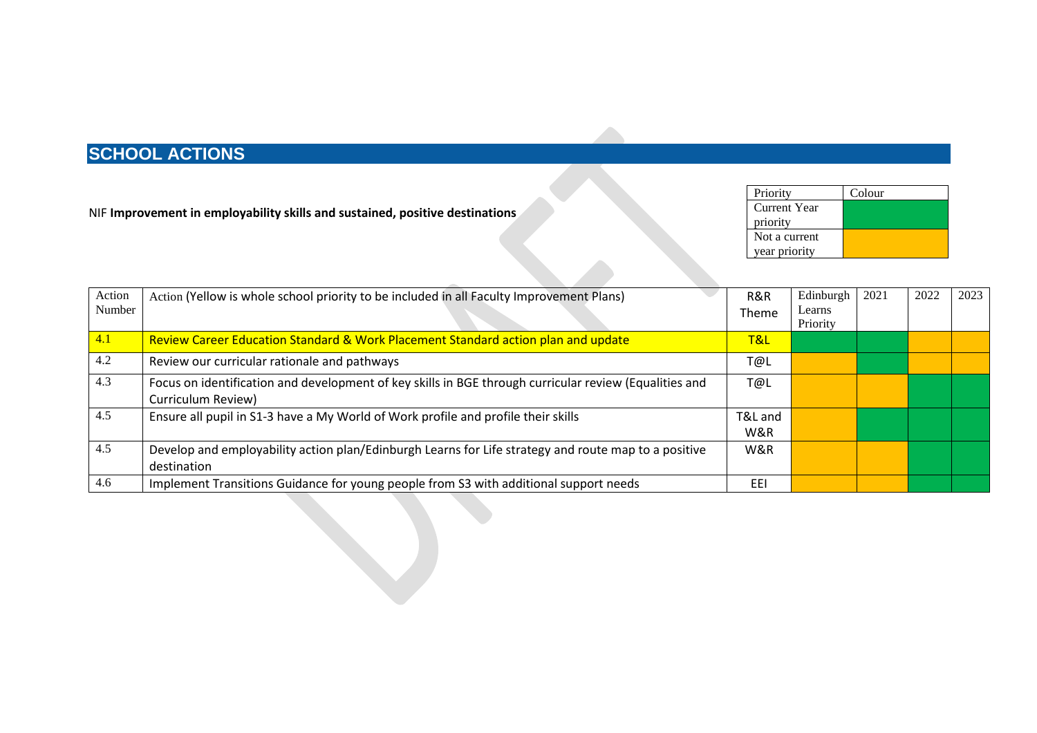## SCHOOL ACTIONS

NIF **Improvement in employability skills and sustained, positive destinations**

| Priority | Colour |
|---|---|
| Current Year priority | |
| Not a current year priority | |

| Action Number | Action (Yellow is whole school priority to be included in all Faculty Improvement Plans) | R&R Theme | Edinburgh Learns Priority | 2021 | 2022 | 2023 |
|---|---|---|---|---|---|---|
| 4.1 | Review Career Education Standard & Work Placement Standard action plan and update | T&L | | | | |
| 4.2 | Review our curricular rationale and pathways | T@L | | | | |
| 4.3 | Focus on identification and development of key skills in BGE through curricular review (Equalities and Curriculum Review) | T@L | | | | |
| 4.5 | Ensure all pupil in S1-3 have a My World of Work profile and profile their skills | T&L and W&R | | | | |
| 4.5 | Develop and employability action plan/Edinburgh Learns for Life strategy and route map to a positive destination | W&R | | | | |
| 4.6 | Implement Transitions Guidance for young people from S3 with additional support needs | EEI | | | | |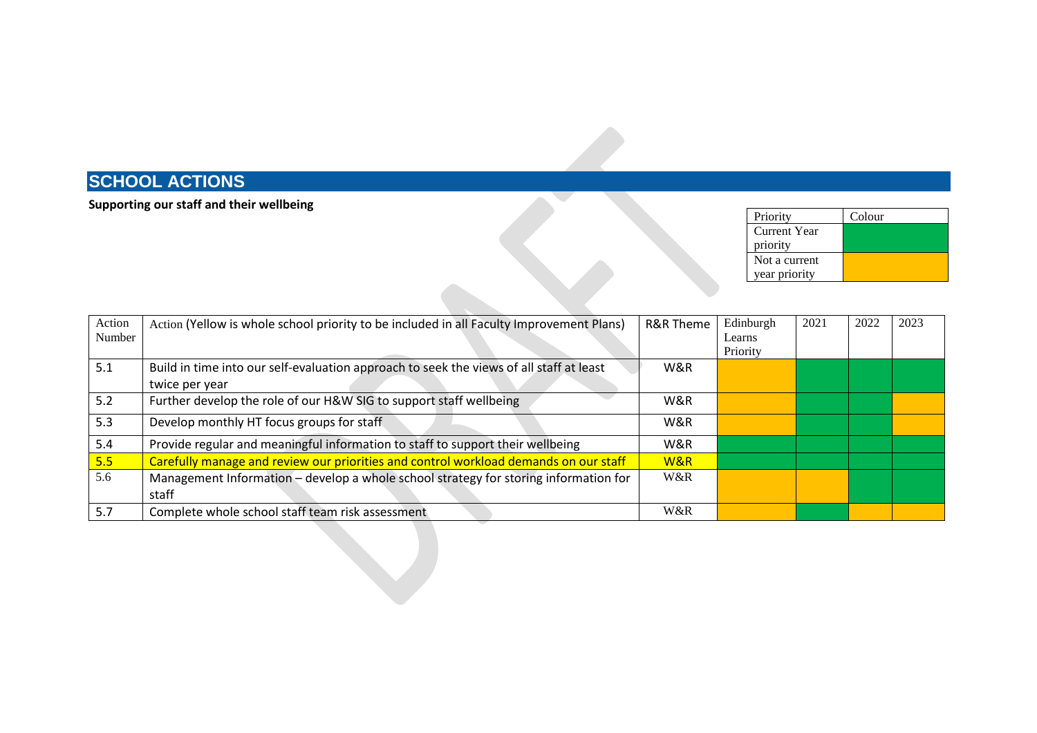## SCHOOL ACTIONS

**Supporting our staff and their wellbeing**

| Priority | Colour |
|---|---|
| Current Year priority | Green |
| Not a current year priority | Amber |

| Action Number | Action (Yellow is whole school priority to be included in all Faculty Improvement Plans) | R&R Theme | Edinburgh Learns Priority | 2021 | 2022 | 2023 |
|---|---|---|---|---|---|---|
| 5.1 | Build in time into our self-evaluation approach to seek the views of all staff at least twice per year | W&R | Amber | Green | Green | Green |
| 5.2 | Further develop the role of our H&W SIG to support staff wellbeing | W&R | Amber | Green | Green | Amber |
| 5.3 | Develop monthly HT focus groups for staff | W&R | Amber | Green | Green | Amber |
| 5.4 | Provide regular and meaningful information to staff to support their wellbeing | W&R | Green | Green | Green | Green |
| 5.5 | Carefully manage and review our priorities and control workload demands on our staff | W&R | Green | Green | Green | Green |
| 5.6 | Management Information – develop a whole school strategy for storing information for staff | W&R | Amber | Amber | Green | Green |
| 5.7 | Complete whole school staff team risk assessment | W&R | Amber | Green | Amber | Amber |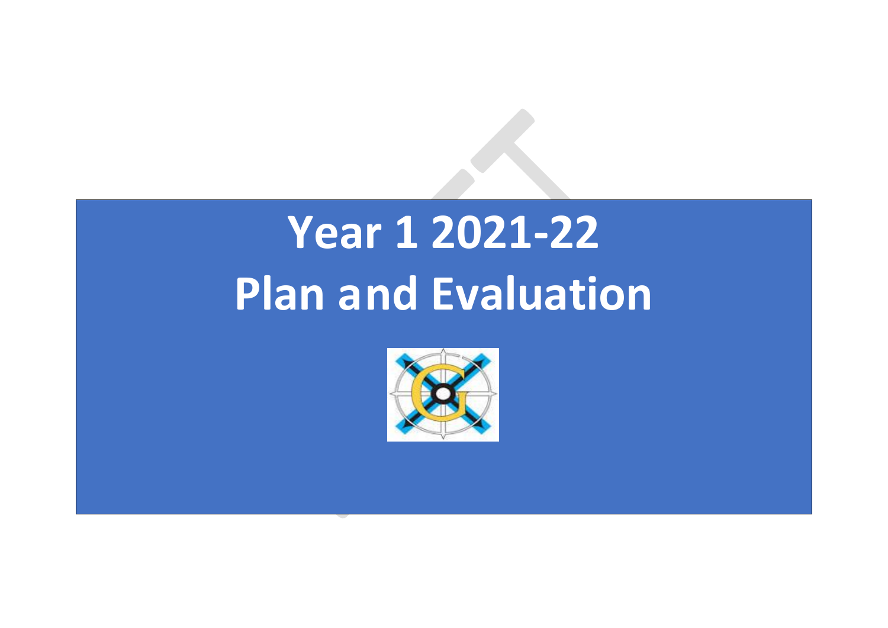# Year 1 2021-22
# Plan and Evaluation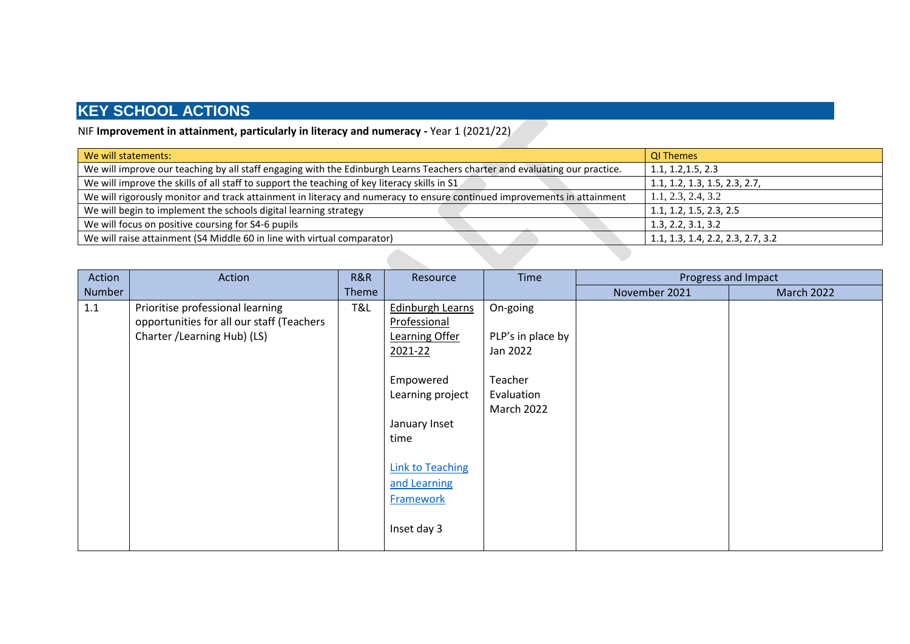## KEY SCHOOL ACTIONS

NIF **Improvement in attainment, particularly in literacy and numeracy -** Year 1 (2021/22)

| We will statements: | QI Themes |
|---|---|
| We will improve our teaching by all staff engaging with the Edinburgh Learns Teachers charter and evaluating our practice. | 1.1, 1.2,1.5, 2.3 |
| We will improve the skills of all staff to support the teaching of key literacy skills in S1 | 1.1, 1.2, 1.3, 1.5, 2.3, 2.7, |
| We will rigorously monitor and track attainment in literacy and numeracy to ensure continued improvements in attainment | 1.1, 2.3, 2.4, 3.2 |
| We will begin to implement the schools digital learning strategy | 1.1, 1.2, 1.5, 2.3, 2.5 |
| We will focus on positive coursing for S4-6 pupils | 1.3, 2.2, 3.1, 3.2 |
| We will raise attainment (S4 Middle 60 in line with virtual comparator) | 1.1, 1.3, 1.4, 2.2, 2.3, 2.7, 3.2 |

| Action Number | Action | R&R Theme | Resource | Time | Progress and Impact | |
|---|---|---|---|---|---|---|
| | | | | | November 2021 | March 2022 |
| 1.1 | Prioritise professional learning opportunities for all our staff (Teachers Charter /Learning Hub) (LS) | T&L | Edinburgh Learns Professional Learning Offer 2021-22<br><br>Empowered Learning project<br><br>January Inset time<br><br>Link to Teaching and Learning Framework<br><br>Inset day 3 | On-going<br><br>PLP's in place by Jan 2022<br><br>Teacher Evaluation March 2022 | | |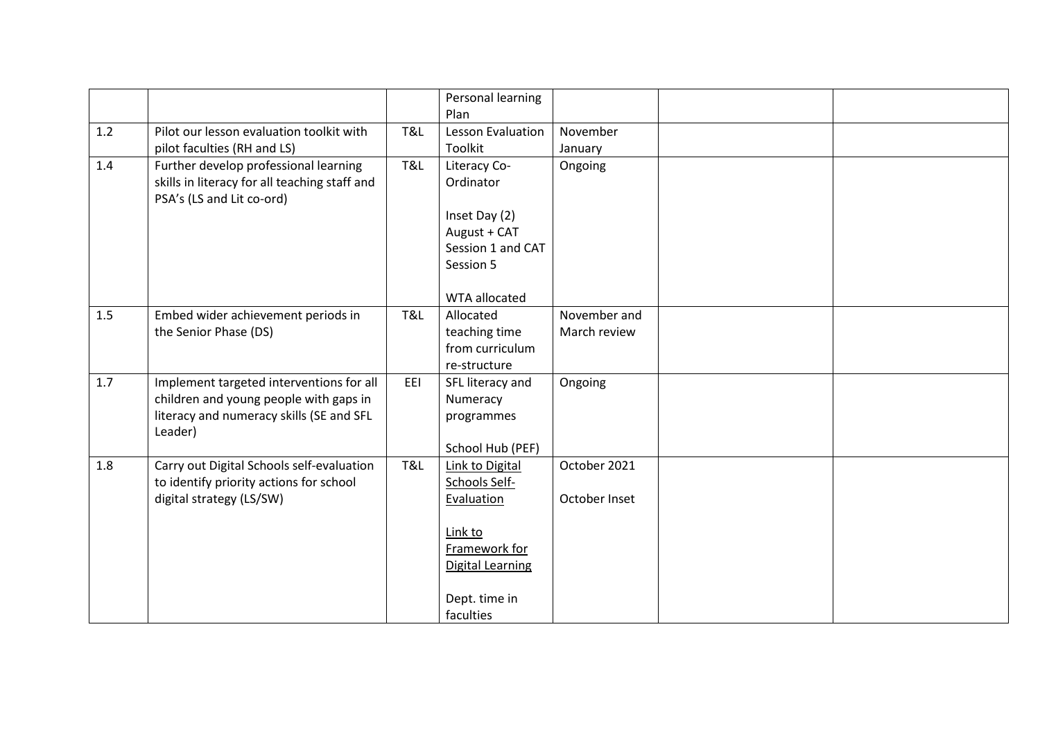| | | | | | | |
|---|---|---|---|---|---|---|
| | | | Personal learning Plan | | | |
| 1.2 | Pilot our lesson evaluation toolkit with pilot faculties (RH and LS) | T&L | Lesson Evaluation Toolkit | November January | | |
| 1.4 | Further develop professional learning skills in literacy for all teaching staff and PSA's (LS and Lit co-ord) | T&L | Literacy Co-Ordinator<br><br>Inset Day (2) August + CAT Session 1 and CAT Session 5<br><br>WTA allocated | Ongoing | | |
| 1.5 | Embed wider achievement periods in the Senior Phase (DS) | T&L | Allocated teaching time from curriculum re-structure | November and March review | | |
| 1.7 | Implement targeted interventions for all children and young people with gaps in literacy and numeracy skills (SE and SFL Leader) | EEI | SFL literacy and Numeracy programmes<br><br>School Hub (PEF) | Ongoing | | |
| 1.8 | Carry out Digital Schools self-evaluation to identify priority actions for school digital strategy (LS/SW) | T&L | Link to Digital Schools Self-Evaluation<br><br>Link to Framework for Digital Learning<br><br>Dept. time in faculties | October 2021<br><br>October Inset | | |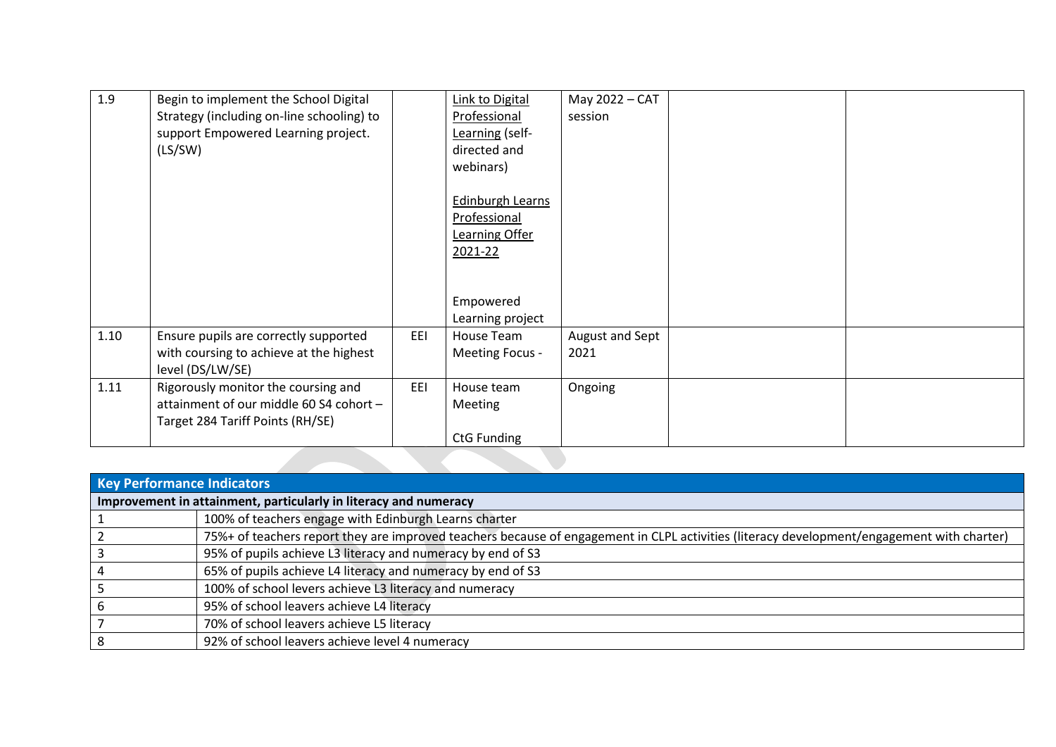| 1.9 | Begin to implement the School Digital Strategy (including on-line schooling) to support Empowered Learning project. (LS/SW) | | Link to Digital Professional Learning (self-directed and webinars)<br><br>Edinburgh Learns Professional Learning Offer 2021-22<br><br>Empowered Learning project | May 2022 – CAT session | | |
|---|---|---|---|---|---|---|
| 1.10 | Ensure pupils are correctly supported with coursing to achieve at the highest level (DS/LW/SE) | EEI | House Team Meeting Focus - | August and Sept 2021 | | |
| 1.11 | Rigorously monitor the coursing and attainment of our middle 60 S4 cohort – Target 284 Tariff Points (RH/SE) | EEI | House team Meeting<br><br>CtG Funding | Ongoing | | |

| **Key Performance Indicators** | |
|---|---|
| **Improvement in attainment, particularly in literacy and numeracy** | |
| 1 | 100% of teachers engage with Edinburgh Learns charter |
| 2 | 75%+ of teachers report they are improved teachers because of engagement in CLPL activities (literacy development/engagement with charter) |
| 3 | 95% of pupils achieve L3 literacy and numeracy by end of S3 |
| 4 | 65% of pupils achieve L4 literacy and numeracy by end of S3 |
| 5 | 100% of school levers achieve L3 literacy and numeracy |
| 6 | 95% of school leavers achieve L4 literacy |
| 7 | 70% of school leavers achieve L5 literacy |
| 8 | 92% of school leavers achieve level 4 numeracy |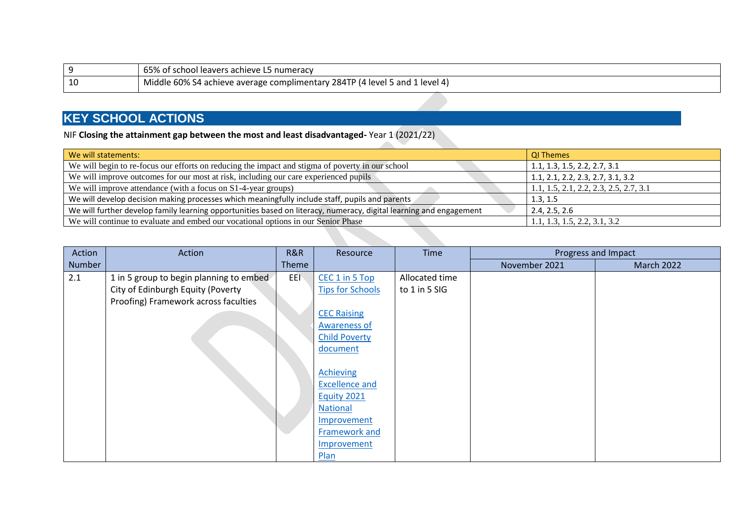| | |
|---|---|
| 9 | 65% of school leavers achieve L5 numeracy |
| 10 | Middle 60% S4 achieve average complimentary 284TP (4 level 5 and 1 level 4) |

## KEY SCHOOL ACTIONS

NIF **Closing the attainment gap between the most and least disadvantaged-** Year 1 (2021/22)

| We will statements: | QI Themes |
|---|---|
| We will begin to re-focus our efforts on reducing the impact and stigma of poverty in our school | 1.1, 1.3, 1.5, 2.2, 2.7, 3.1 |
| We will improve outcomes for our most at risk, including our care experienced pupils | 1.1, 2.1, 2.2, 2.3, 2.7, 3.1, 3.2 |
| We will improve attendance (with a focus on S1-4-year groups) | 1.1, 1.5, 2.1, 2.2, 2.3, 2.5, 2.7, 3.1 |
| We will develop decision making processes which meaningfully include staff, pupils and parents | 1.3, 1.5 |
| We will further develop family learning opportunities based on literacy, numeracy, digital learning and engagement | 2.4, 2.5, 2.6 |
| We will continue to evaluate and embed our vocational options in our Senior Phase | 1.1, 1.3, 1.5, 2.2, 3.1, 3.2 |

| Action Number | Action | R&R Theme | Resource | Time | Progress and Impact | |
|---|---|---|---|---|---|---|
| | | | | | November 2021 | March 2022 |
| 2.1 | 1 in 5 group to begin planning to embed City of Edinburgh Equity (Poverty Proofing) Framework across faculties | EEI | CEC 1 in 5 Top Tips for Schools<br><br>CEC Raising Awareness of Child Poverty document<br><br>Achieving Excellence and Equity 2021 National Improvement Framework and Improvement Plan | Allocated time to 1 in 5 SIG | | |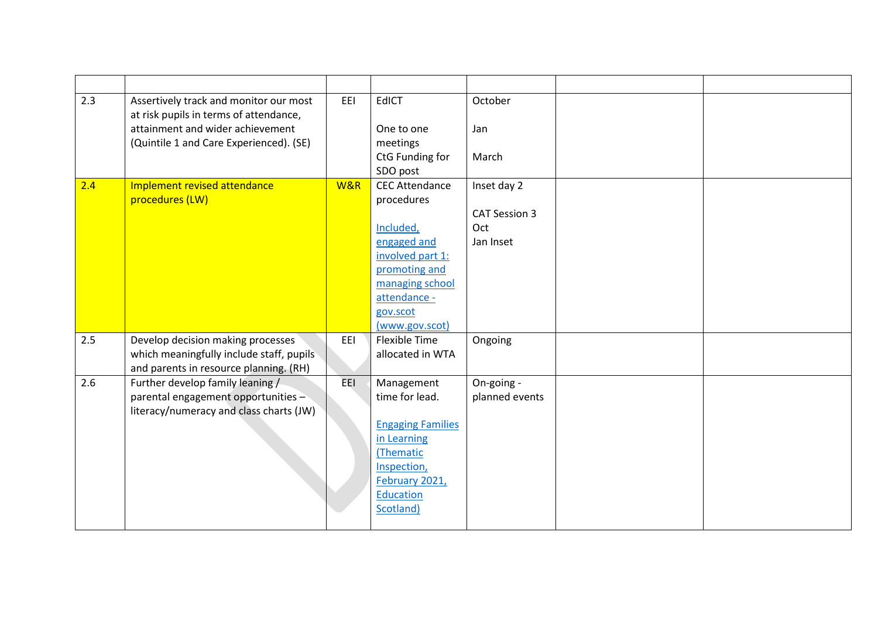| | | | | | | |
|---|---|---|---|---|---|---|
| 2.3 | Assertively track and monitor our most at risk pupils in terms of attendance, attainment and wider achievement (Quintile 1 and Care Experienced). (SE) | EEI | EdICT<br><br>One to one meetings<br>CtG Funding for SDO post | October<br><br>Jan<br><br>March | | |
| 2.4 | Implement revised attendance procedures (LW) | W&R | CEC Attendance procedures<br><br>Included, engaged and involved part 1: promoting and managing school attendance - gov.scot (www.gov.scot) | Inset day 2<br><br>CAT Session 3 Oct<br>Jan Inset | | |
| 2.5 | Develop decision making processes which meaningfully include staff, pupils and parents in resource planning. (RH) | EEI | Flexible Time allocated in WTA | Ongoing | | |
| 2.6 | Further develop family leaning / parental engagement opportunities – literacy/numeracy and class charts (JW) | EEI | Management time for lead.<br><br>Engaging Families in Learning (Thematic Inspection, February 2021, Education Scotland) | On-going - planned events | | |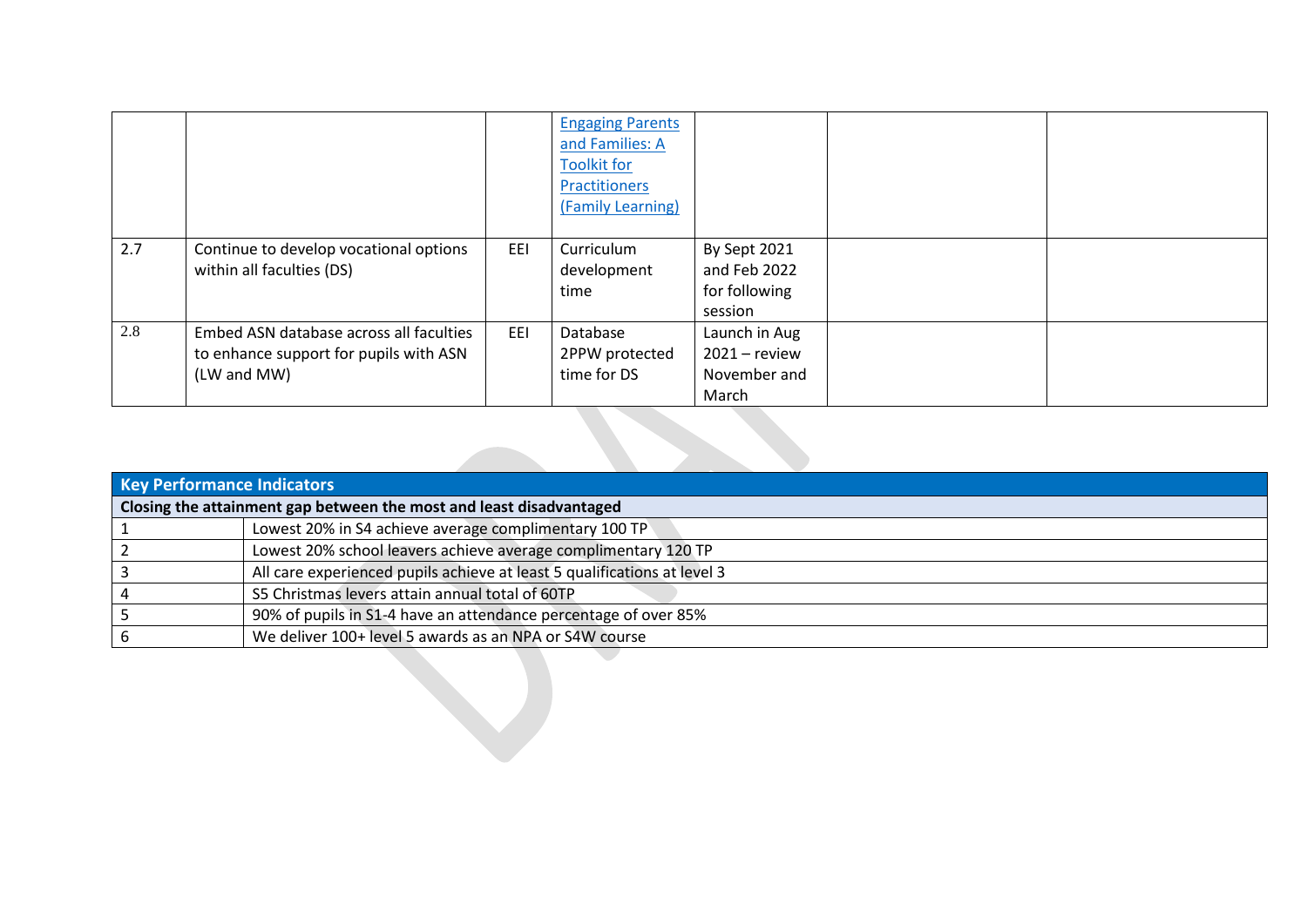| | | | | | | |
|---|---|---|---|---|---|---|
| | | | Engaging Parents and Families: A Toolkit for Practitioners (Family Learning) | | | |
| 2.7 | Continue to develop vocational options within all faculties (DS) | EEI | Curriculum development time | By Sept 2021 and Feb 2022 for following session | | |
| 2.8 | Embed ASN database across all faculties to enhance support for pupils with ASN (LW and MW) | EEI | Database 2PPW protected time for DS | Launch in Aug 2021 – review November and March | | |

| Key Performance Indicators | |
|---|---|
| **Closing the attainment gap between the most and least disadvantaged** | |
| 1 | Lowest 20% in S4 achieve average complimentary 100 TP |
| 2 | Lowest 20% school leavers achieve average complimentary 120 TP |
| 3 | All care experienced pupils achieve at least 5 qualifications at level 3 |
| 4 | S5 Christmas levers attain annual total of 60TP |
| 5 | 90% of pupils in S1-4 have an attendance percentage of over 85% |
| 6 | We deliver 100+ level 5 awards as an NPA or S4W course |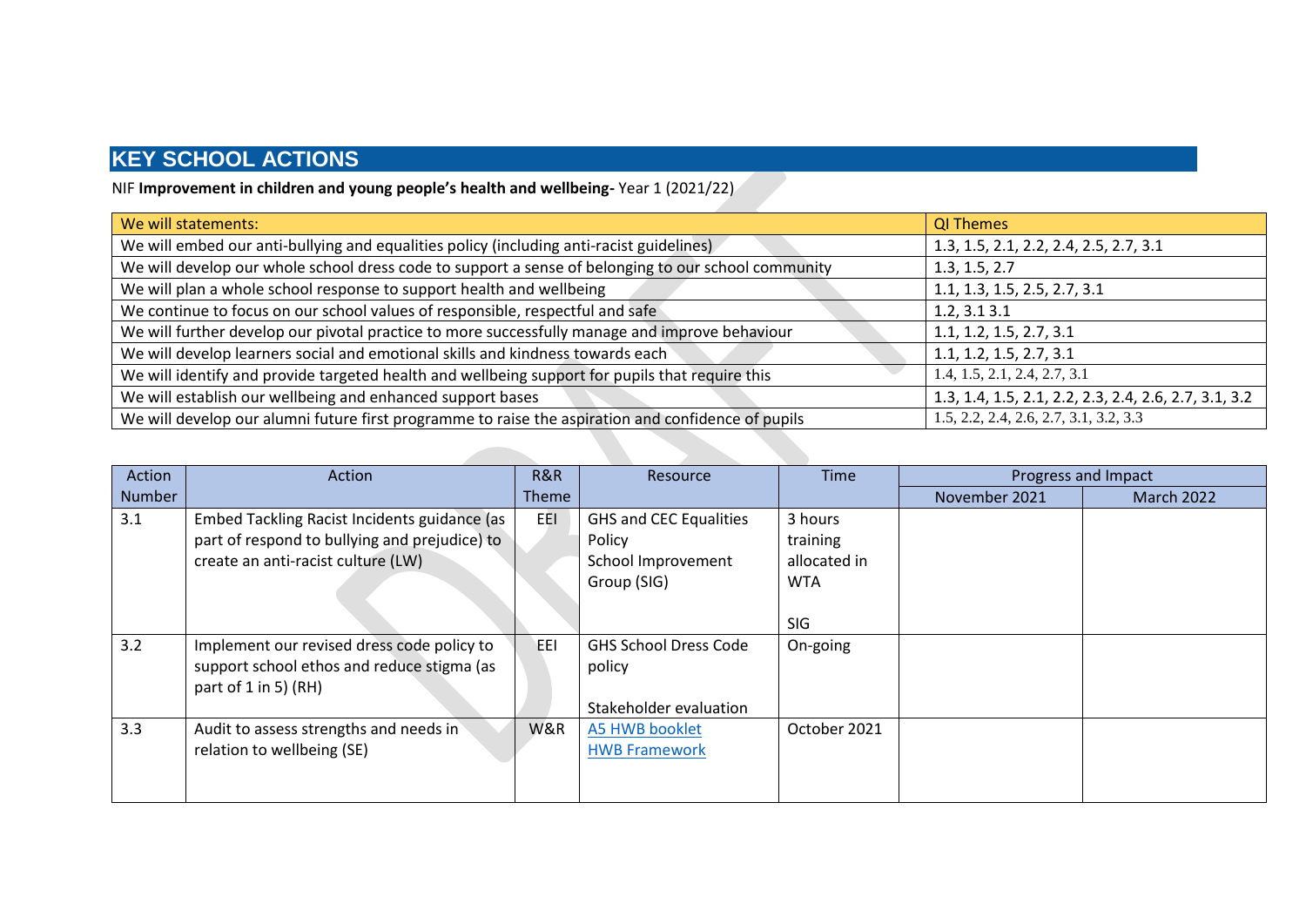## KEY SCHOOL ACTIONS

NIF **Improvement in children and young people's health and wellbeing-** Year 1 (2021/22)

| We will statements: | QI Themes |
|---|---|
| We will embed our anti-bullying and equalities policy (including anti-racist guidelines) | 1.3, 1.5, 2.1, 2.2, 2.4, 2.5, 2.7, 3.1 |
| We will develop our whole school dress code to support a sense of belonging to our school community | 1.3, 1.5, 2.7 |
| We will plan a whole school response to support health and wellbeing | 1.1, 1.3, 1.5, 2.5, 2.7, 3.1 |
| We continue to focus on our school values of responsible, respectful and safe | 1.2, 3.1 3.1 |
| We will further develop our pivotal practice to more successfully manage and improve behaviour | 1.1, 1.2, 1.5, 2.7, 3.1 |
| We will develop learners social and emotional skills and kindness towards each | 1.1, 1.2, 1.5, 2.7, 3.1 |
| We will identify and provide targeted health and wellbeing support for pupils that require this | 1.4, 1.5, 2.1, 2.4, 2.7, 3.1 |
| We will establish our wellbeing and enhanced support bases | 1.3, 1.4, 1.5, 2.1, 2.2, 2.3, 2.4, 2.6, 2.7, 3.1, 3.2 |
| We will develop our alumni future first programme to raise the aspiration and confidence of pupils | 1.5, 2.2, 2.4, 2.6, 2.7, 3.1, 3.2, 3.3 |

| Action Number | Action | R&R Theme | Resource | Time | Progress and Impact | |
|---|---|---|---|---|---|---|
| | | | | | November 2021 | March 2022 |
| 3.1 | Embed Tackling Racist Incidents guidance (as part of respond to bullying and prejudice) to create an anti-racist culture (LW) | EEI | GHS and CEC Equalities Policy<br>School Improvement Group (SIG) | 3 hours training allocated in WTA<br><br>SIG | | |
| 3.2 | Implement our revised dress code policy to support school ethos and reduce stigma (as part of 1 in 5) (RH) | EEI | GHS School Dress Code policy<br><br>Stakeholder evaluation | On-going | | |
| 3.3 | Audit to assess strengths and needs in relation to wellbeing (SE) | W&R | A5 HWB booklet<br>HWB Framework | October 2021 | | |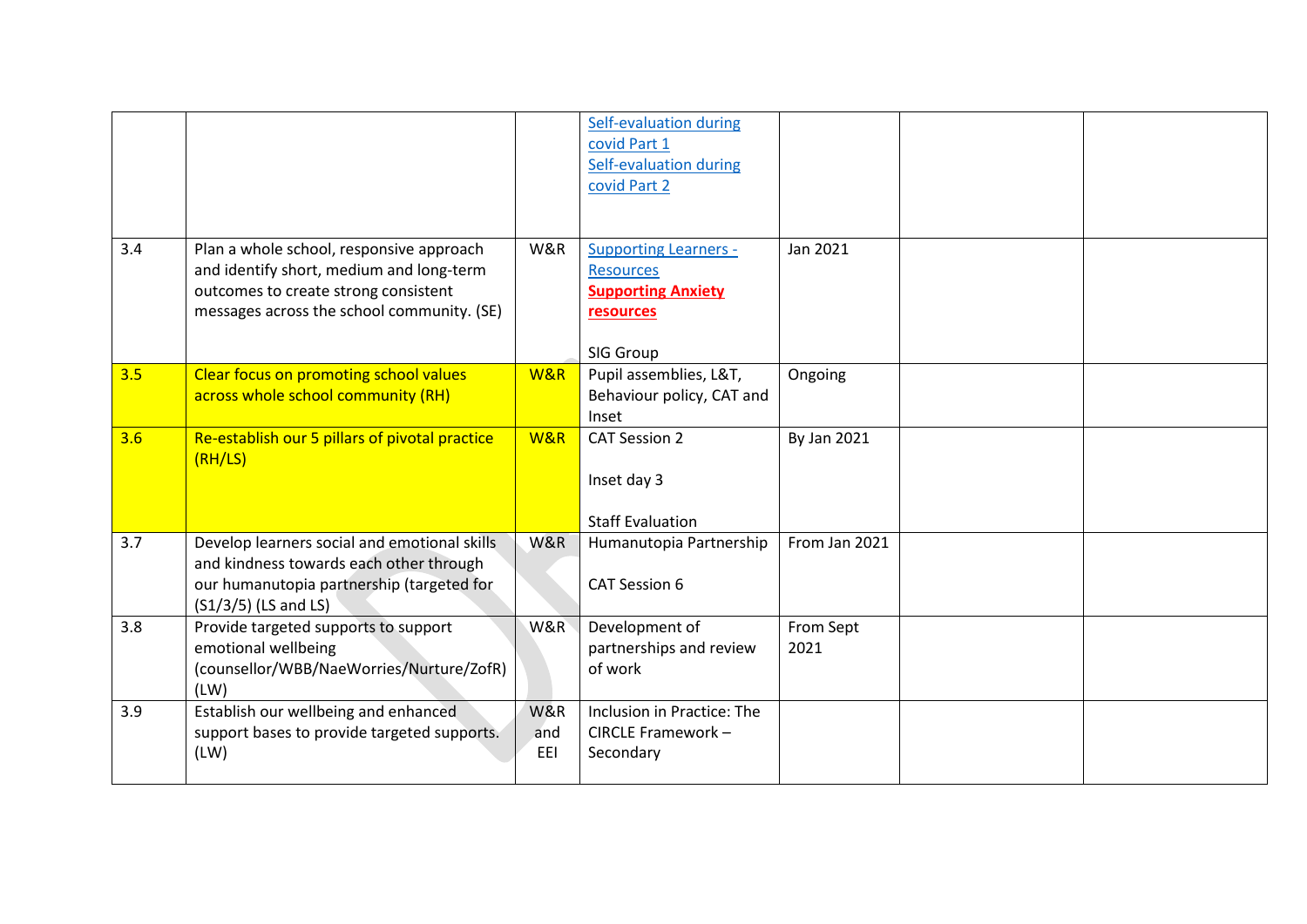| | | | | | | |
|---|---|---|---|---|---|---|
| | | | Self-evaluation during covid Part 1<br>Self-evaluation during covid Part 2 | | | |
| 3.4 | Plan a whole school, responsive approach and identify short, medium and long-term outcomes to create strong consistent messages across the school community. (SE) | W&R | Supporting Learners - Resources<br>**Supporting Anxiety resources**<br><br>SIG Group | Jan 2021 | | |
| 3.5 | Clear focus on promoting school values across whole school community (RH) | W&R | Pupil assemblies, L&T, Behaviour policy, CAT and Inset | Ongoing | | |
| 3.6 | Re-establish our 5 pillars of pivotal practice (RH/LS) | W&R | CAT Session 2<br><br>Inset day 3<br><br>Staff Evaluation | By Jan 2021 | | |
| 3.7 | Develop learners social and emotional skills and kindness towards each other through our humanutopia partnership (targeted for (S1/3/5) (LS and LS) | W&R | Humanutopia Partnership<br><br>CAT Session 6 | From Jan 2021 | | |
| 3.8 | Provide targeted supports to support emotional wellbeing (counsellor/WBB/NaeWorries/Nurture/ZofR) (LW) | W&R | Development of partnerships and review of work | From Sept 2021 | | |
| 3.9 | Establish our wellbeing and enhanced support bases to provide targeted supports. (LW) | W&R and EEI | Inclusion in Practice: The CIRCLE Framework – Secondary | | | |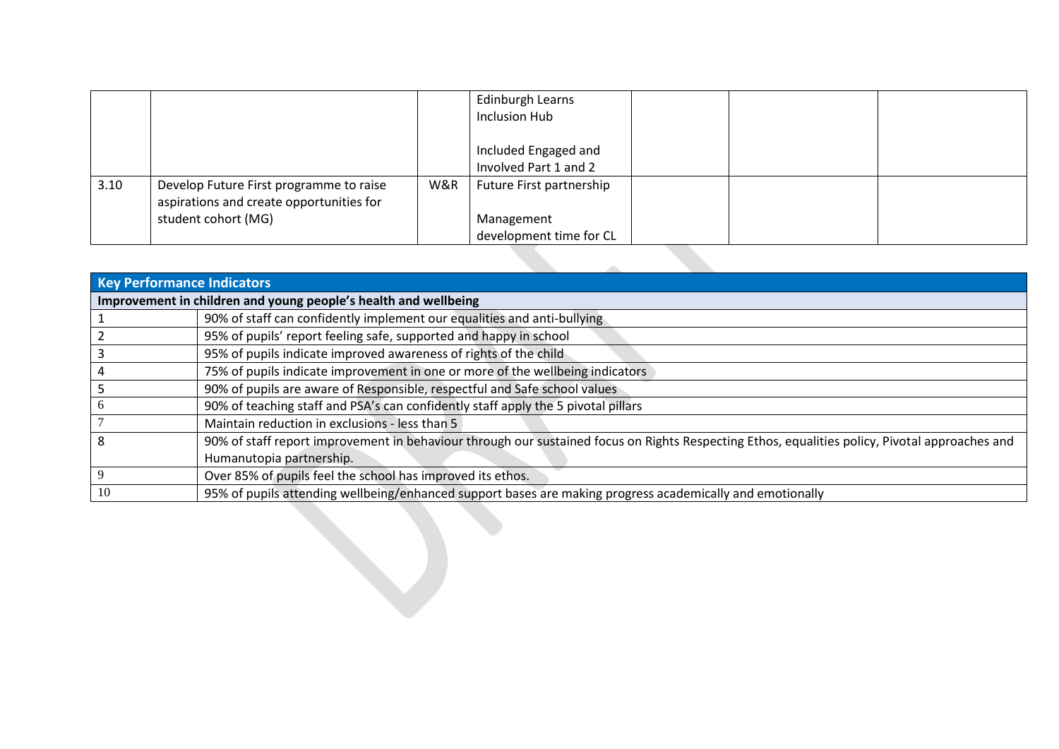|  |  |  |  |  |  |  |
|---|---|---|---|---|---|---|
|  |  |  | Edinburgh Learns Inclusion Hub<br><br>Included Engaged and Involved Part 1 and 2 |  |  |  |
| 3.10 | Develop Future First programme to raise aspirations and create opportunities for student cohort (MG) | W&R | Future First partnership<br><br>Management development time for CL |  |  |  |

| **Key Performance Indicators** | |
|---|---|
| **Improvement in children and young people's health and wellbeing** | |
| 1 | 90% of staff can confidently implement our equalities and anti-bullying |
| 2 | 95% of pupils' report feeling safe, supported and happy in school |
| 3 | 95% of pupils indicate improved awareness of rights of the child |
| 4 | 75% of pupils indicate improvement in one or more of the wellbeing indicators |
| 5 | 90% of pupils are aware of Responsible, respectful and Safe school values |
| 6 | 90% of teaching staff and PSA's can confidently staff apply the 5 pivotal pillars |
| 7 | Maintain reduction in exclusions - less than 5 |
| 8 | 90% of staff report improvement in behaviour through our sustained focus on Rights Respecting Ethos, equalities policy, Pivotal approaches and Humanutopia partnership. |
| 9 | Over 85% of pupils feel the school has improved its ethos. |
| 10 | 95% of pupils attending wellbeing/enhanced support bases are making progress academically and emotionally |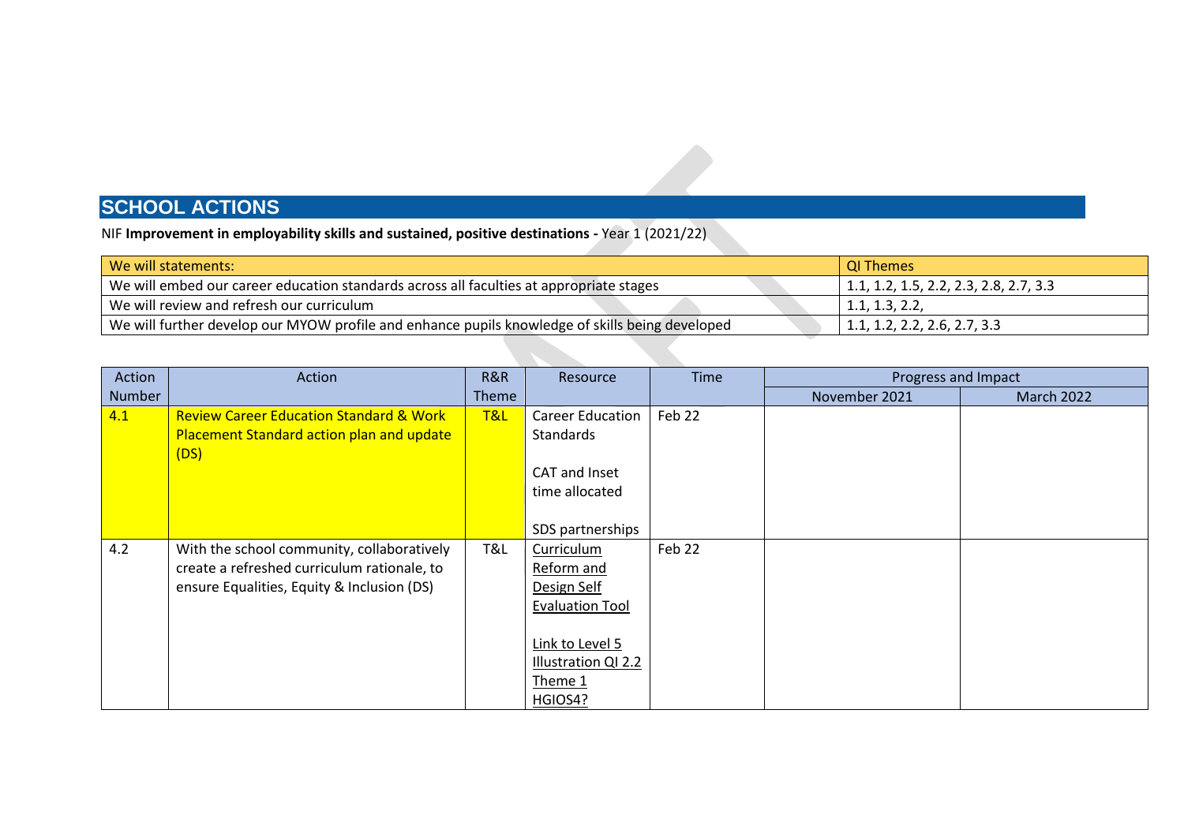## SCHOOL ACTIONS

NIF **Improvement in employability skills and sustained, positive destinations -** Year 1 (2021/22)

| We will statements: | QI Themes |
| --- | --- |
| We will embed our career education standards across all faculties at appropriate stages | 1.1, 1.2, 1.5, 2.2, 2.3, 2.8, 2.7, 3.3 |
| We will review and refresh our curriculum | 1.1, 1.3, 2.2, |
| We will further develop our MYOW profile and enhance pupils knowledge of skills being developed | 1.1, 1.2, 2.2, 2.6, 2.7, 3.3 |

| Action Number | Action | R&R Theme | Resource | Time | Progress and Impact | |
| --- | --- | --- | --- | --- | --- | --- |
| | | | | | November 2021 | March 2022 |
| 4.1 | Review Career Education Standard & Work Placement Standard action plan and update (DS) | T&L | Career Education Standards<br><br>CAT and Inset time allocated<br><br>SDS partnerships | Feb 22 | | |
| 4.2 | With the school community, collaboratively create a refreshed curriculum rationale, to ensure Equalities, Equity & Inclusion (DS) | T&L | Curriculum Reform and Design Self Evaluation Tool<br><br>Link to Level 5 Illustration QI 2.2 Theme 1 HGIOS4? | Feb 22 | | |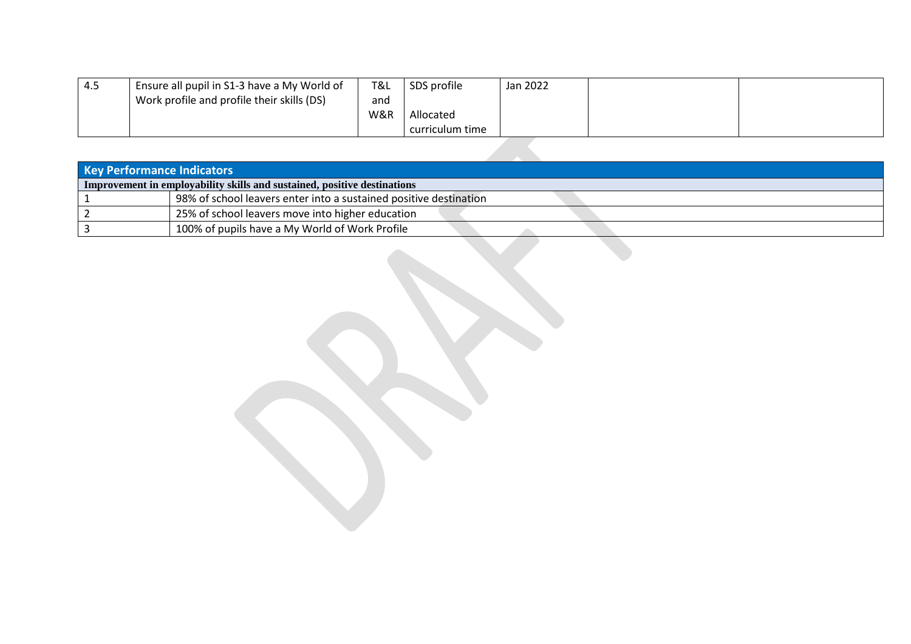| 4.5 | Ensure all pupil in S1-3 have a My World of Work profile and profile their skills (DS) | T&L and W&R | SDS profile<br><br>Allocated curriculum time | Jan 2022 | | |
|---|---|---|---|---|---|---|

| Key Performance Indicators | |
|---|---|
| **Improvement in employability skills and sustained, positive destinations** | |
| 1 | 98% of school leavers enter into a sustained positive destination |
| 2 | 25% of school leavers move into higher education |
| 3 | 100% of pupils have a My World of Work Profile |

DRAFT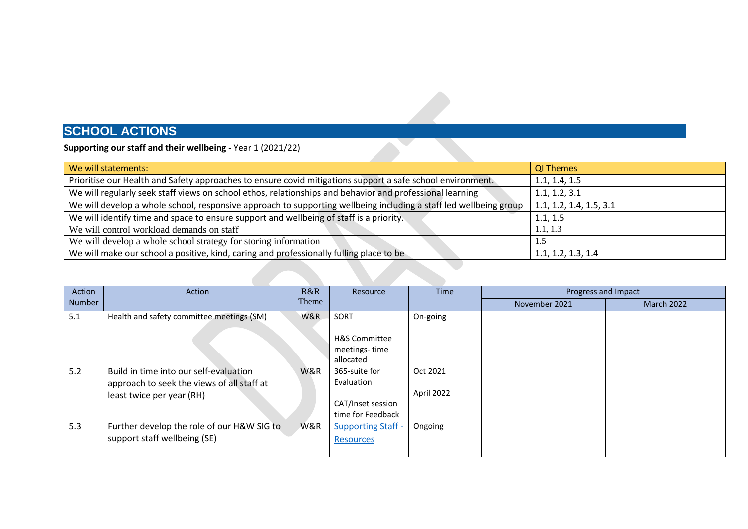## SCHOOL ACTIONS

**Supporting our staff and their wellbeing -** Year 1 (2021/22)

| We will statements: | QI Themes |
|---|---|
| Prioritise our Health and Safety approaches to ensure covid mitigations support a safe school environment. | 1.1, 1.4, 1.5 |
| We will regularly seek staff views on school ethos, relationships and behavior and professional learning | 1.1, 1.2, 3.1 |
| We will develop a whole school, responsive approach to supporting wellbeing including a staff led wellbeing group | 1.1, 1.2, 1.4, 1.5, 3.1 |
| We will identify time and space to ensure support and wellbeing of staff is a priority. | 1.1, 1.5 |
| We will control workload demands on staff | 1.1, 1.3 |
| We will develop a whole school strategy for storing information | 1.5 |
| We will make our school a positive, kind, caring and professionally fulling place to be | 1.1, 1.2, 1.3, 1.4 |

| Action Number | Action | R&R Theme | Resource | Time | Progress and Impact | |
|---|---|---|---|---|---|---|
| | | | | | November 2021 | March 2022 |
| 5.1 | Health and safety committee meetings (SM) | W&R | SORT<br><br>H&S Committee meetings- time allocated | On-going | | |
| 5.2 | Build in time into our self-evaluation approach to seek the views of all staff at least twice per year (RH) | W&R | 365-suite for Evaluation<br><br>CAT/Inset session time for Feedback | Oct 2021<br><br>April 2022 | | |
| 5.3 | Further develop the role of our H&W SIG to support staff wellbeing (SE) | W&R | Supporting Staff - Resources | Ongoing | | |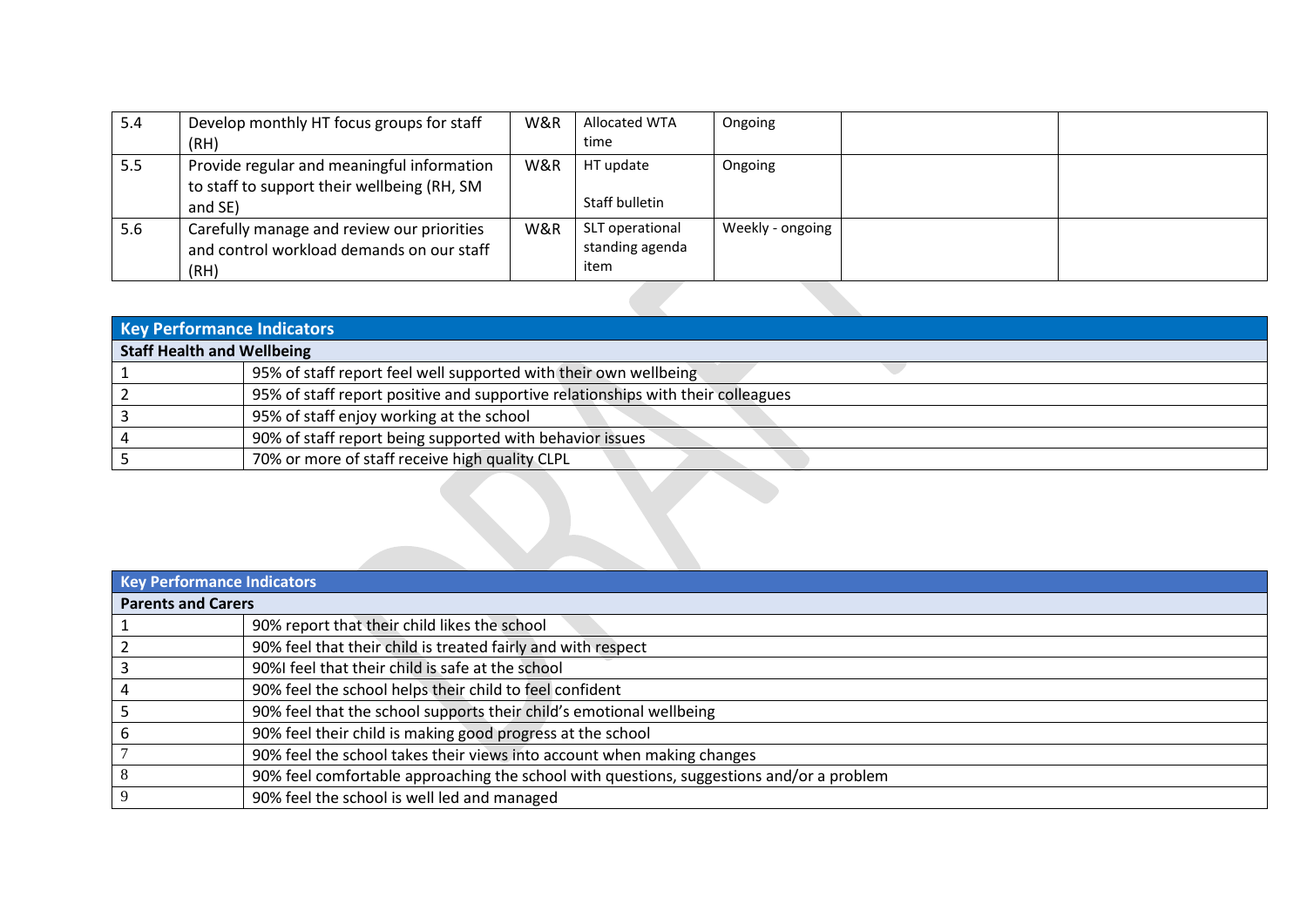| 5.4 | Develop monthly HT focus groups for staff (RH) | W&R | Allocated WTA time | Ongoing | | |
|---|---|---|---|---|---|---|
| 5.5 | Provide regular and meaningful information to staff to support their wellbeing (RH, SM and SE) | W&R | HT update<br><br>Staff bulletin | Ongoing | | |
| 5.6 | Carefully manage and review our priorities and control workload demands on our staff (RH) | W&R | SLT operational standing agenda item | Weekly - ongoing | | |

| **Key Performance Indicators** | |
|---|---|
| **Staff Health and Wellbeing** | |
| 1 | 95% of staff report feel well supported with their own wellbeing |
| 2 | 95% of staff report positive and supportive relationships with their colleagues |
| 3 | 95% of staff enjoy working at the school |
| 4 | 90% of staff report being supported with behavior issues |
| 5 | 70% or more of staff receive high quality CLPL |

| **Key Performance Indicators** | |
|---|---|
| **Parents and Carers** | |
| 1 | 90% report that their child likes the school |
| 2 | 90% feel that their child is treated fairly and with respect |
| 3 | 90%I feel that their child is safe at the school |
| 4 | 90% feel the school helps their child to feel confident |
| 5 | 90% feel that the school supports their child's emotional wellbeing |
| 6 | 90% feel their child is making good progress at the school |
| 7 | 90% feel the school takes their views into account when making changes |
| 8 | 90% feel comfortable approaching the school with questions, suggestions and/or a problem |
| 9 | 90% feel the school is well led and managed |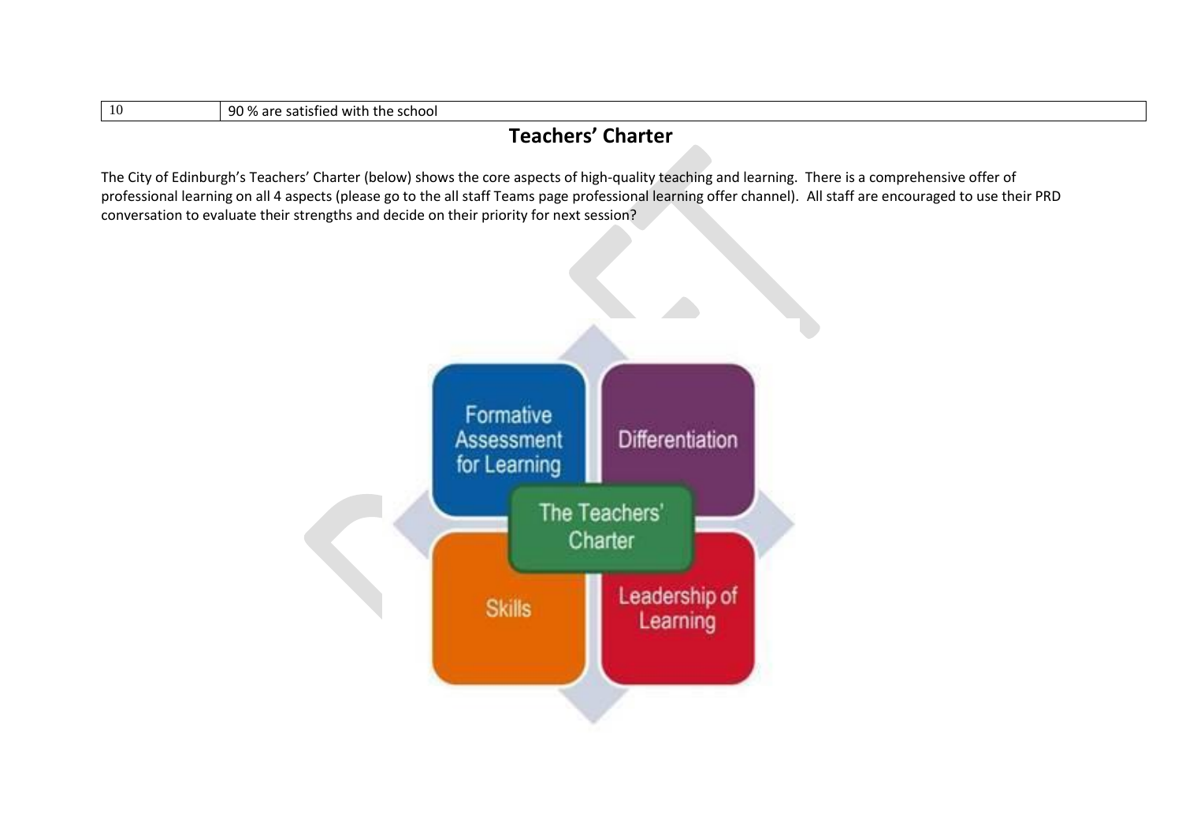| 10 | 90 % are satisfied with the school |
|---|---|

## Teachers' Charter

The City of Edinburgh's Teachers' Charter (below) shows the core aspects of high-quality teaching and learning. There is a comprehensive offer of professional learning on all 4 aspects (please go to the all staff Teams page professional learning offer channel). All staff are encouraged to use their PRD conversation to evaluate their strengths and decide on their priority for next session?

Formative Assessment for Learning

Differentiation

The Teachers' Charter

Skills

Leadership of Learning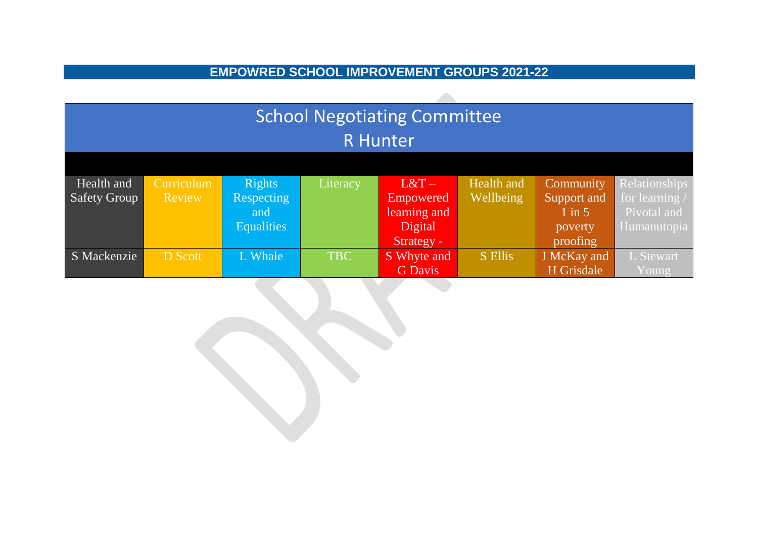# EMPOWRED SCHOOL IMPROVEMENT GROUPS 2021-22

## School Negotiating Committee
## R Hunter

| | | | | | | | |
|---|---|---|---|---|---|---|---|
| Health and Safety Group | Curriculum Review | Rights Respecting and Equalities | Literacy | L&T – Empowered learning and Digital Strategy - | Health and Wellbeing | Community Support and 1 in 5 poverty proofing | Relationships for learning / Pivotal and Humanutopia |
| S Mackenzie | D Scott | L Whale | TBC | S Whyte and G Davis | S Ellis | J McKay and H Grisdale | L Stewart Young |

DRAFT